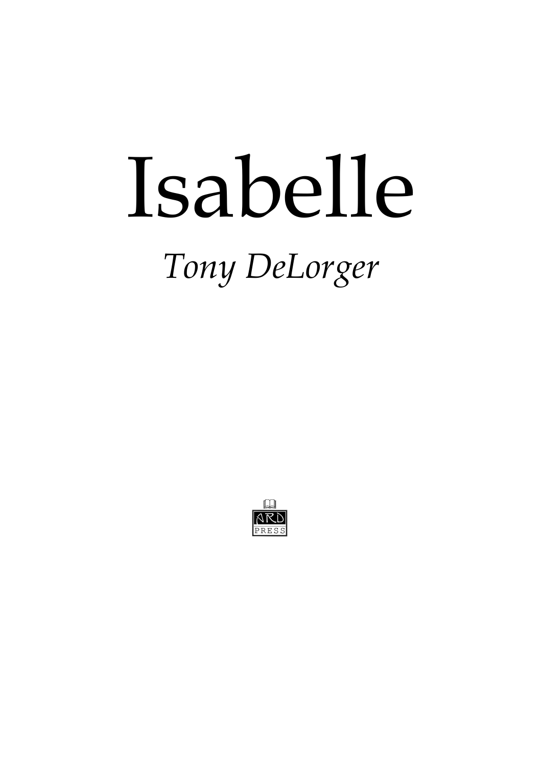# Isabelle

*Tony DeLorger*

ARD
PRESS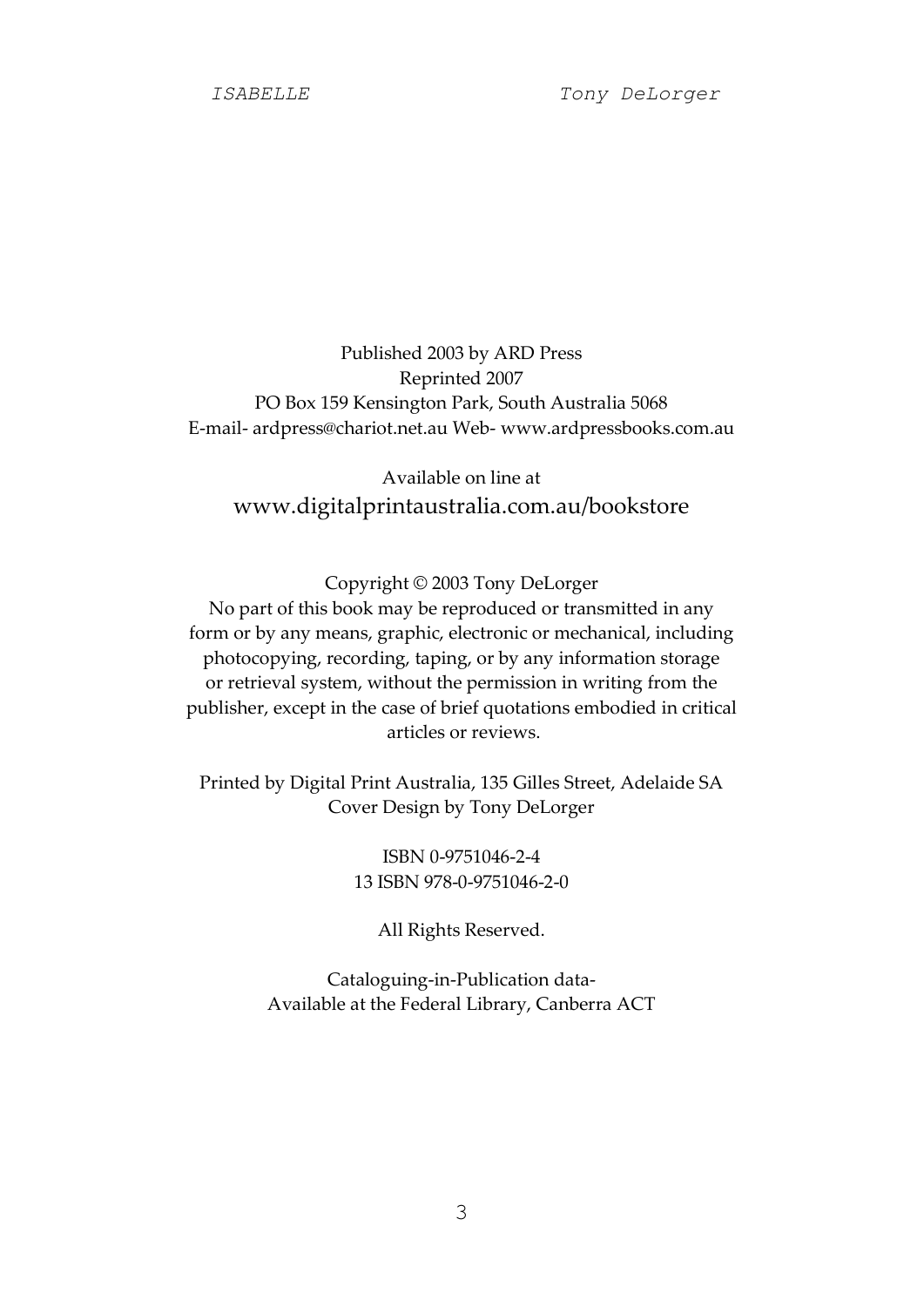Published 2003 by ARD Press
Reprinted 2007
PO Box 159 Kensington Park, South Australia 5068
E-mail- ardpress@chariot.net.au Web- www.ardpressbooks.com.au

Available on line at
www.digitalprintaustralia.com.au/bookstore

Copyright © 2003 Tony DeLorger
No part of this book may be reproduced or transmitted in any form or by any means, graphic, electronic or mechanical, including photocopying, recording, taping, or by any information storage or retrieval system, without the permission in writing from the publisher, except in the case of brief quotations embodied in critical articles or reviews.

Printed by Digital Print Australia, 135 Gilles Street, Adelaide SA
Cover Design by Tony DeLorger

ISBN 0-9751046-2-4
13 ISBN 978-0-9751046-2-0

All Rights Reserved.

Cataloguing-in-Publication data-
Available at the Federal Library, Canberra ACT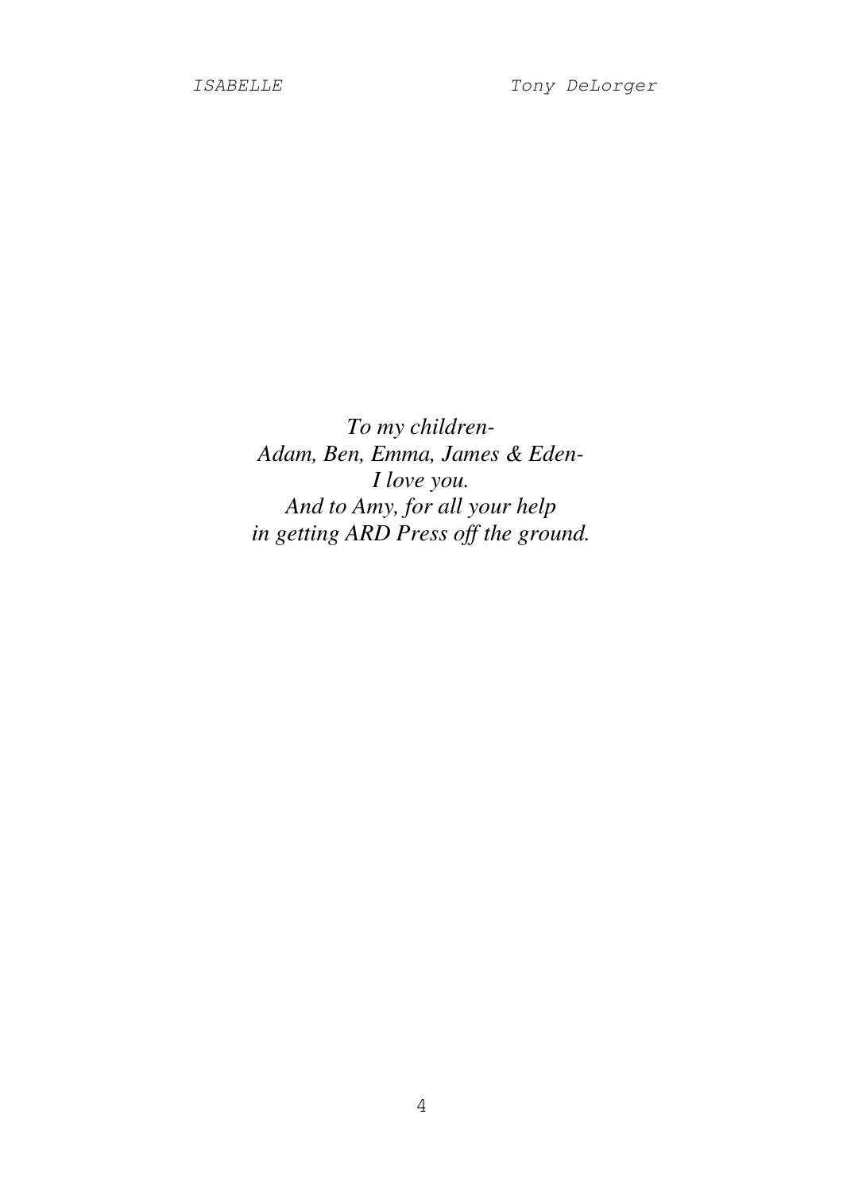*To my children-*
*Adam, Ben, Emma, James & Eden-*
*I love you.*
*And to Amy, for all your help*
*in getting ARD Press off the ground.*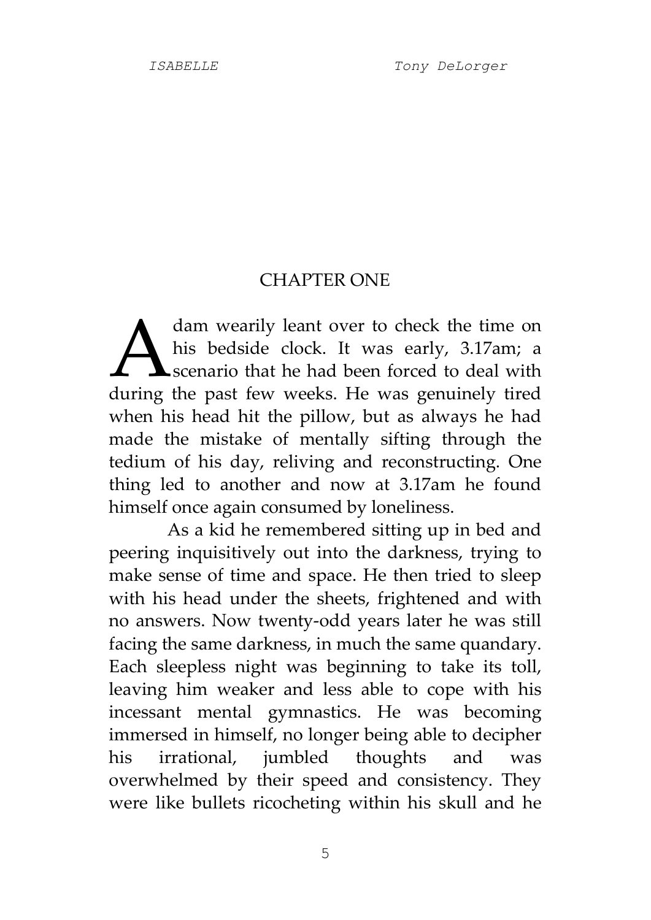# CHAPTER ONE

Adam wearily leant over to check the time on his bedside clock. It was early, 3.17am; a scenario that he had been forced to deal with during the past few weeks. He was genuinely tired when his head hit the pillow, but as always he had made the mistake of mentally sifting through the tedium of his day, reliving and reconstructing. One thing led to another and now at 3.17am he found himself once again consumed by loneliness.

As a kid he remembered sitting up in bed and peering inquisitively out into the darkness, trying to make sense of time and space. He then tried to sleep with his head under the sheets, frightened and with no answers. Now twenty-odd years later he was still facing the same darkness, in much the same quandary. Each sleepless night was beginning to take its toll, leaving him weaker and less able to cope with his incessant mental gymnastics. He was becoming immersed in himself, no longer being able to decipher his irrational, jumbled thoughts and was overwhelmed by their speed and consistency. They were like bullets ricocheting within his skull and he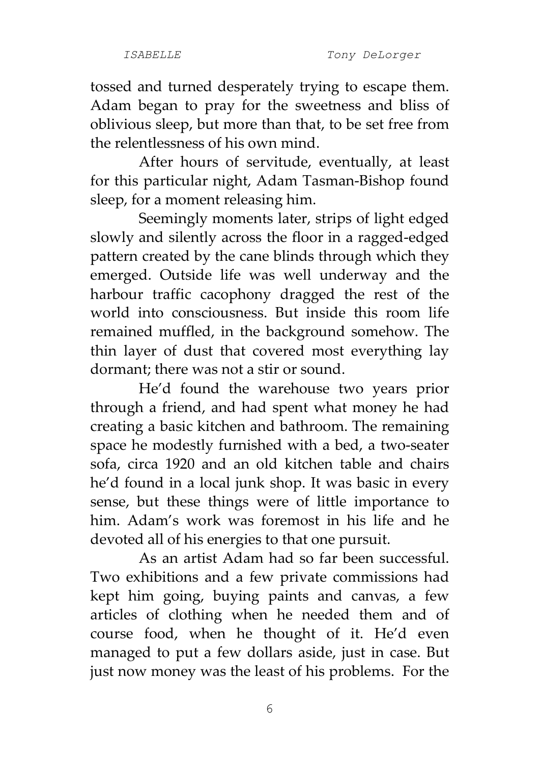tossed and turned desperately trying to escape them. Adam began to pray for the sweetness and bliss of oblivious sleep, but more than that, to be set free from the relentlessness of his own mind.

After hours of servitude, eventually, at least for this particular night, Adam Tasman-Bishop found sleep, for a moment releasing him.

Seemingly moments later, strips of light edged slowly and silently across the floor in a ragged-edged pattern created by the cane blinds through which they emerged. Outside life was well underway and the harbour traffic cacophony dragged the rest of the world into consciousness. But inside this room life remained muffled, in the background somehow. The thin layer of dust that covered most everything lay dormant; there was not a stir or sound.

He'd found the warehouse two years prior through a friend, and had spent what money he had creating a basic kitchen and bathroom. The remaining space he modestly furnished with a bed, a two-seater sofa, circa 1920 and an old kitchen table and chairs he'd found in a local junk shop. It was basic in every sense, but these things were of little importance to him. Adam's work was foremost in his life and he devoted all of his energies to that one pursuit.

As an artist Adam had so far been successful. Two exhibitions and a few private commissions had kept him going, buying paints and canvas, a few articles of clothing when he needed them and of course food, when he thought of it. He'd even managed to put a few dollars aside, just in case. But just now money was the least of his problems. For the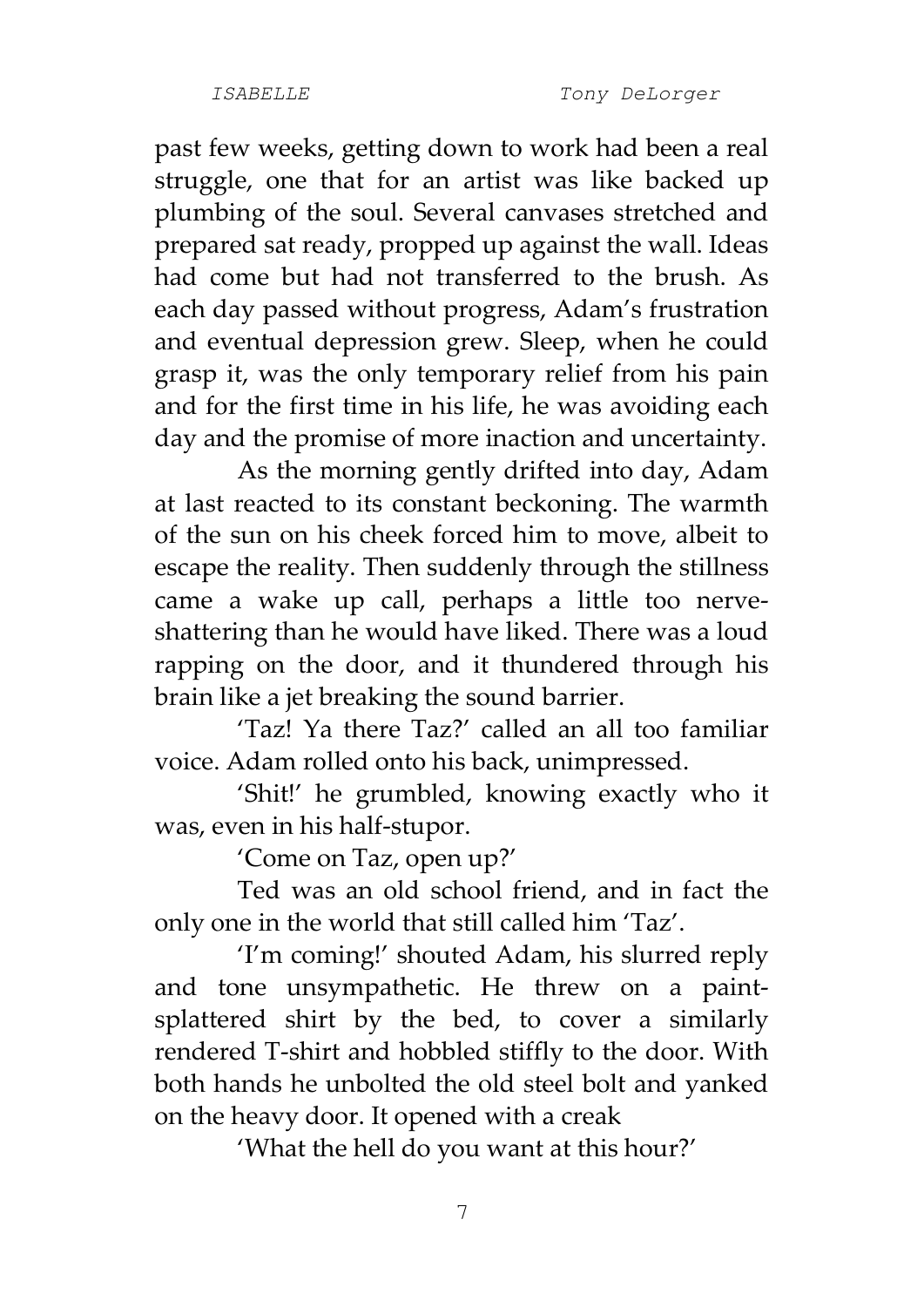past few weeks, getting down to work had been a real struggle, one that for an artist was like backed up plumbing of the soul. Several canvases stretched and prepared sat ready, propped up against the wall. Ideas had come but had not transferred to the brush. As each day passed without progress, Adam's frustration and eventual depression grew. Sleep, when he could grasp it, was the only temporary relief from his pain and for the first time in his life, he was avoiding each day and the promise of more inaction and uncertainty.

As the morning gently drifted into day, Adam at last reacted to its constant beckoning. The warmth of the sun on his cheek forced him to move, albeit to escape the reality. Then suddenly through the stillness came a wake up call, perhaps a little too nerve-shattering than he would have liked. There was a loud rapping on the door, and it thundered through his brain like a jet breaking the sound barrier.

'Taz! Ya there Taz?' called an all too familiar voice. Adam rolled onto his back, unimpressed.

'Shit!' he grumbled, knowing exactly who it was, even in his half-stupor.

'Come on Taz, open up?'

Ted was an old school friend, and in fact the only one in the world that still called him 'Taz'.

'I'm coming!' shouted Adam, his slurred reply and tone unsympathetic. He threw on a paint-splattered shirt by the bed, to cover a similarly rendered T-shirt and hobbled stiffly to the door. With both hands he unbolted the old steel bolt and yanked on the heavy door. It opened with a creak

'What the hell do you want at this hour?'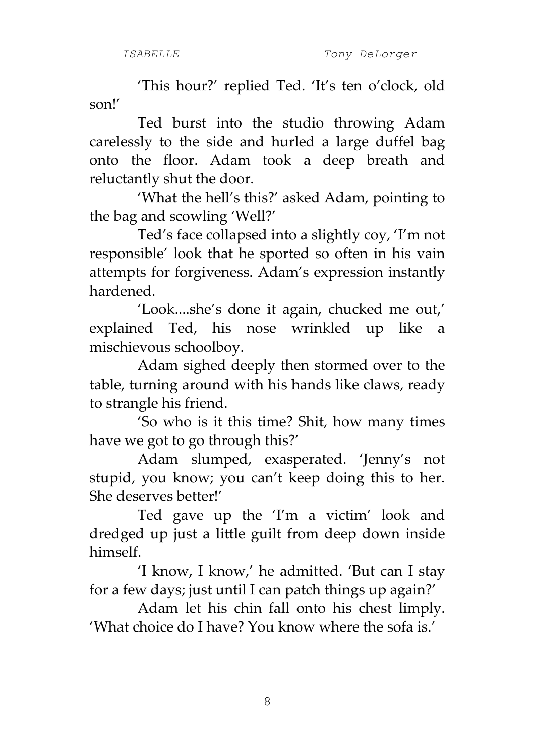'This hour?' replied Ted. 'It's ten o'clock, old son!'

Ted burst into the studio throwing Adam carelessly to the side and hurled a large duffel bag onto the floor. Adam took a deep breath and reluctantly shut the door.

'What the hell's this?' asked Adam, pointing to the bag and scowling 'Well?'

Ted's face collapsed into a slightly coy, 'I'm not responsible' look that he sported so often in his vain attempts for forgiveness. Adam's expression instantly hardened.

'Look....she's done it again, chucked me out,' explained Ted, his nose wrinkled up like a mischievous schoolboy.

Adam sighed deeply then stormed over to the table, turning around with his hands like claws, ready to strangle his friend.

'So who is it this time? Shit, how many times have we got to go through this?'

Adam slumped, exasperated. 'Jenny's not stupid, you know; you can't keep doing this to her. She deserves better!'

Ted gave up the 'I'm a victim' look and dredged up just a little guilt from deep down inside himself.

'I know, I know,' he admitted. 'But can I stay for a few days; just until I can patch things up again?'

Adam let his chin fall onto his chest limply. 'What choice do I have? You know where the sofa is.'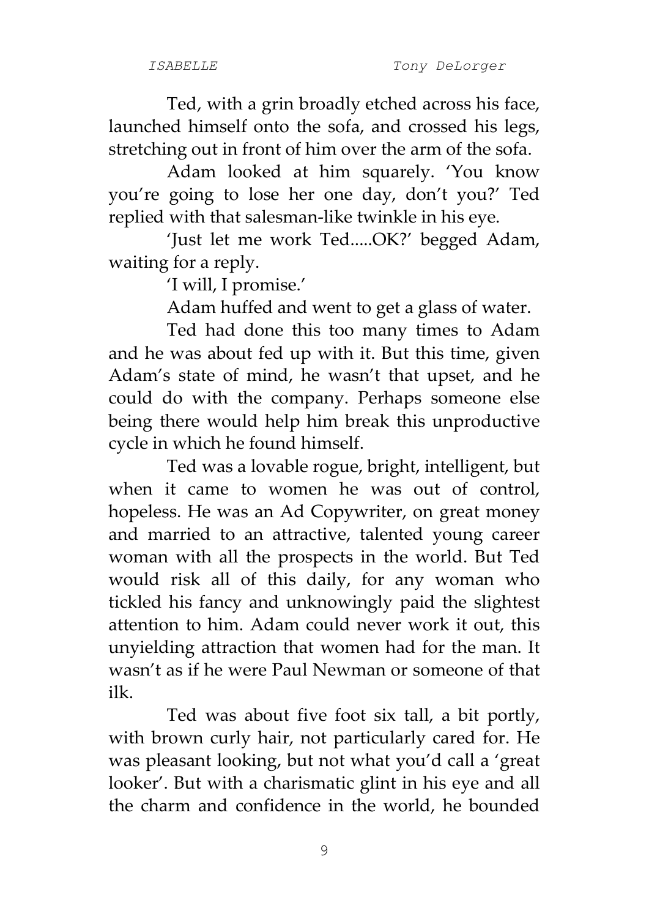Ted, with a grin broadly etched across his face, launched himself onto the sofa, and crossed his legs, stretching out in front of him over the arm of the sofa.

Adam looked at him squarely. 'You know you're going to lose her one day, don't you?' Ted replied with that salesman-like twinkle in his eye.

'Just let me work Ted.....OK?' begged Adam, waiting for a reply.

'I will, I promise.'

Adam huffed and went to get a glass of water.

Ted had done this too many times to Adam and he was about fed up with it. But this time, given Adam's state of mind, he wasn't that upset, and he could do with the company. Perhaps someone else being there would help him break this unproductive cycle in which he found himself.

Ted was a lovable rogue, bright, intelligent, but when it came to women he was out of control, hopeless. He was an Ad Copywriter, on great money and married to an attractive, talented young career woman with all the prospects in the world. But Ted would risk all of this daily, for any woman who tickled his fancy and unknowingly paid the slightest attention to him. Adam could never work it out, this unyielding attraction that women had for the man. It wasn't as if he were Paul Newman or someone of that ilk.

Ted was about five foot six tall, a bit portly, with brown curly hair, not particularly cared for. He was pleasant looking, but not what you'd call a 'great looker'. But with a charismatic glint in his eye and all the charm and confidence in the world, he bounded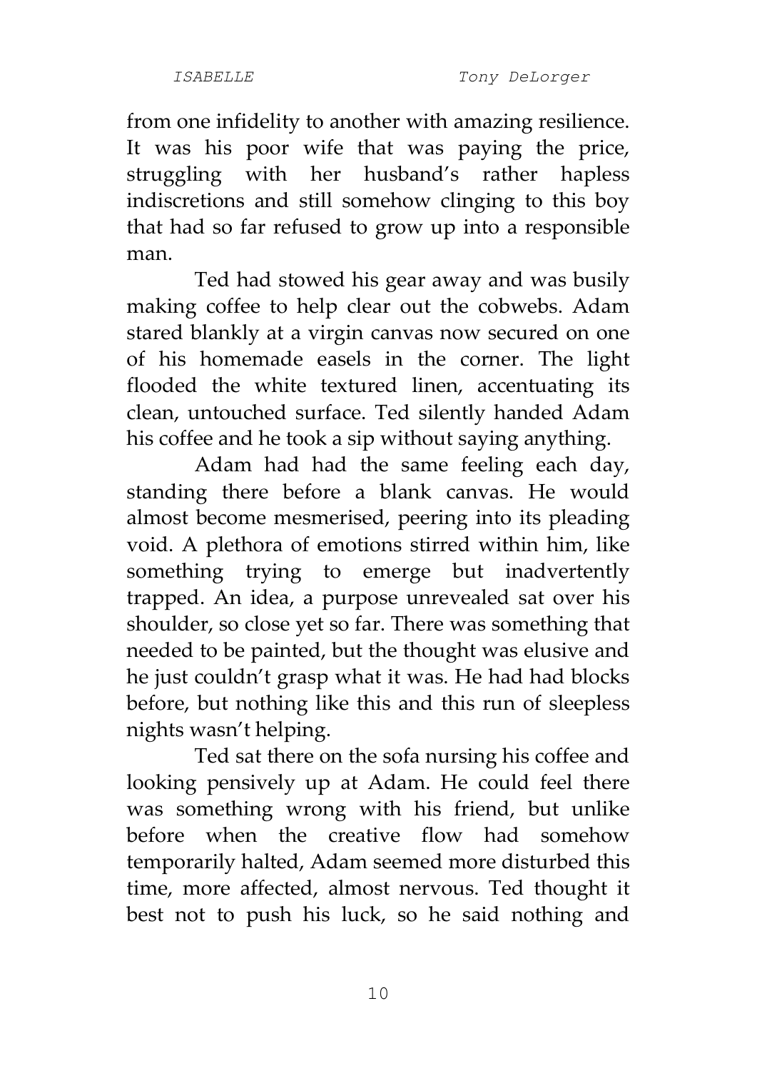from one infidelity to another with amazing resilience. It was his poor wife that was paying the price, struggling with her husband's rather hapless indiscretions and still somehow clinging to this boy that had so far refused to grow up into a responsible man.

Ted had stowed his gear away and was busily making coffee to help clear out the cobwebs. Adam stared blankly at a virgin canvas now secured on one of his homemade easels in the corner. The light flooded the white textured linen, accentuating its clean, untouched surface. Ted silently handed Adam his coffee and he took a sip without saying anything.

Adam had had the same feeling each day, standing there before a blank canvas. He would almost become mesmerised, peering into its pleading void. A plethora of emotions stirred within him, like something trying to emerge but inadvertently trapped. An idea, a purpose unrevealed sat over his shoulder, so close yet so far. There was something that needed to be painted, but the thought was elusive and he just couldn't grasp what it was. He had had blocks before, but nothing like this and this run of sleepless nights wasn't helping.

Ted sat there on the sofa nursing his coffee and looking pensively up at Adam. He could feel there was something wrong with his friend, but unlike before when the creative flow had somehow temporarily halted, Adam seemed more disturbed this time, more affected, almost nervous. Ted thought it best not to push his luck, so he said nothing and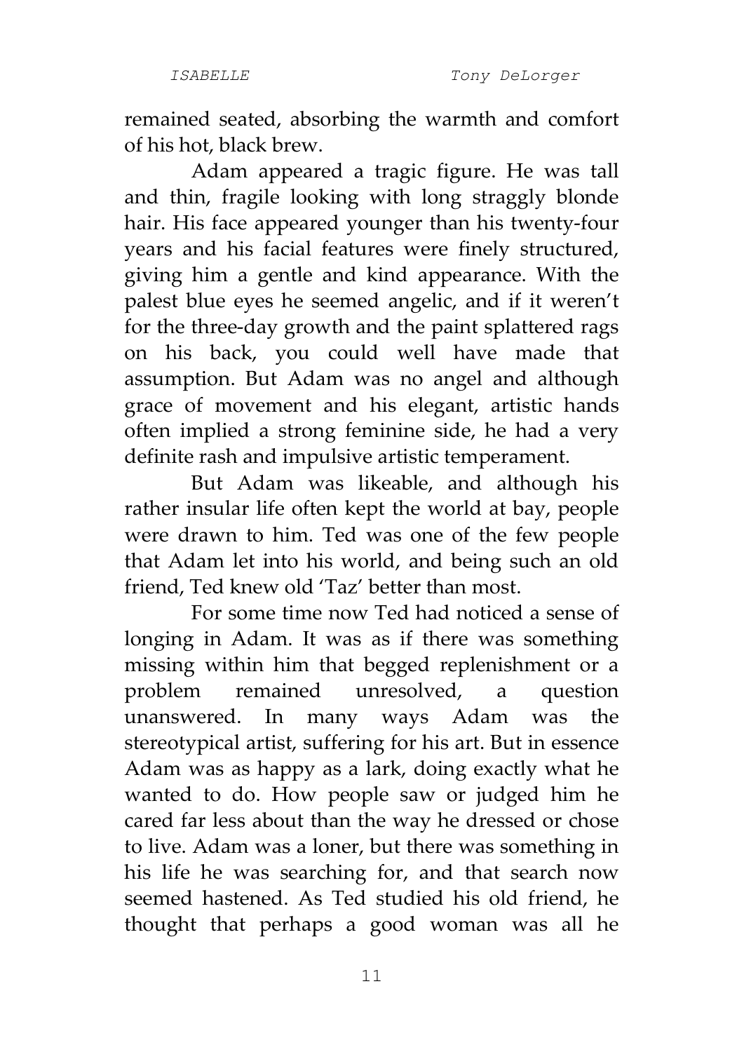remained seated, absorbing the warmth and comfort of his hot, black brew.

Adam appeared a tragic figure. He was tall and thin, fragile looking with long straggly blonde hair. His face appeared younger than his twenty-four years and his facial features were finely structured, giving him a gentle and kind appearance. With the palest blue eyes he seemed angelic, and if it weren't for the three-day growth and the paint splattered rags on his back, you could well have made that assumption. But Adam was no angel and although grace of movement and his elegant, artistic hands often implied a strong feminine side, he had a very definite rash and impulsive artistic temperament.

But Adam was likeable, and although his rather insular life often kept the world at bay, people were drawn to him. Ted was one of the few people that Adam let into his world, and being such an old friend, Ted knew old 'Taz' better than most.

For some time now Ted had noticed a sense of longing in Adam. It was as if there was something missing within him that begged replenishment or a problem remained unresolved, a question unanswered. In many ways Adam was the stereotypical artist, suffering for his art. But in essence Adam was as happy as a lark, doing exactly what he wanted to do. How people saw or judged him he cared far less about than the way he dressed or chose to live. Adam was a loner, but there was something in his life he was searching for, and that search now seemed hastened. As Ted studied his old friend, he thought that perhaps a good woman was all he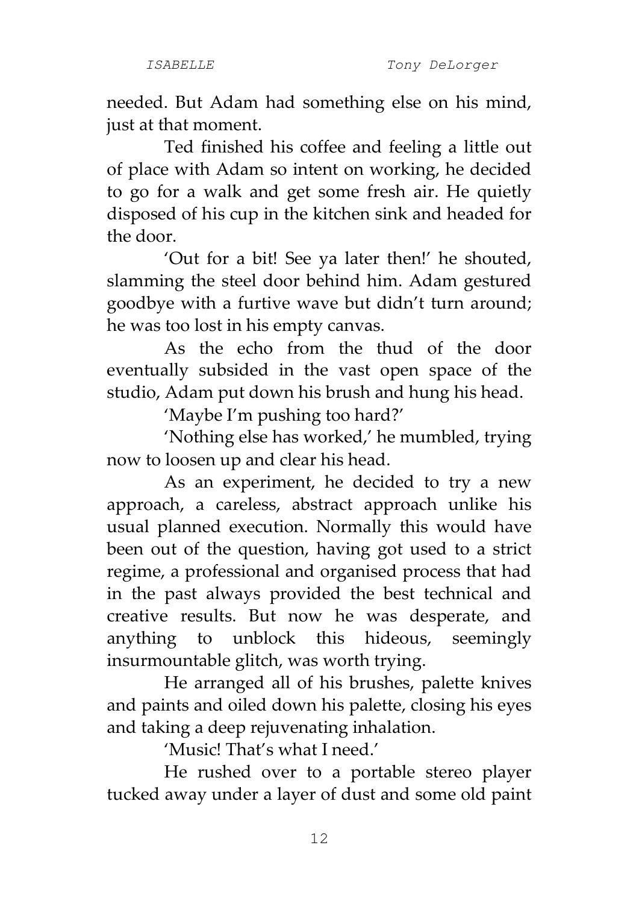needed. But Adam had something else on his mind, just at that moment.

Ted finished his coffee and feeling a little out of place with Adam so intent on working, he decided to go for a walk and get some fresh air. He quietly disposed of his cup in the kitchen sink and headed for the door.

'Out for a bit! See ya later then!' he shouted, slamming the steel door behind him. Adam gestured goodbye with a furtive wave but didn't turn around; he was too lost in his empty canvas.

As the echo from the thud of the door eventually subsided in the vast open space of the studio, Adam put down his brush and hung his head.

'Maybe I'm pushing too hard?'

'Nothing else has worked,' he mumbled, trying now to loosen up and clear his head.

As an experiment, he decided to try a new approach, a careless, abstract approach unlike his usual planned execution. Normally this would have been out of the question, having got used to a strict regime, a professional and organised process that had in the past always provided the best technical and creative results. But now he was desperate, and anything to unblock this hideous, seemingly insurmountable glitch, was worth trying.

He arranged all of his brushes, palette knives and paints and oiled down his palette, closing his eyes and taking a deep rejuvenating inhalation.

'Music! That's what I need.'

He rushed over to a portable stereo player tucked away under a layer of dust and some old paint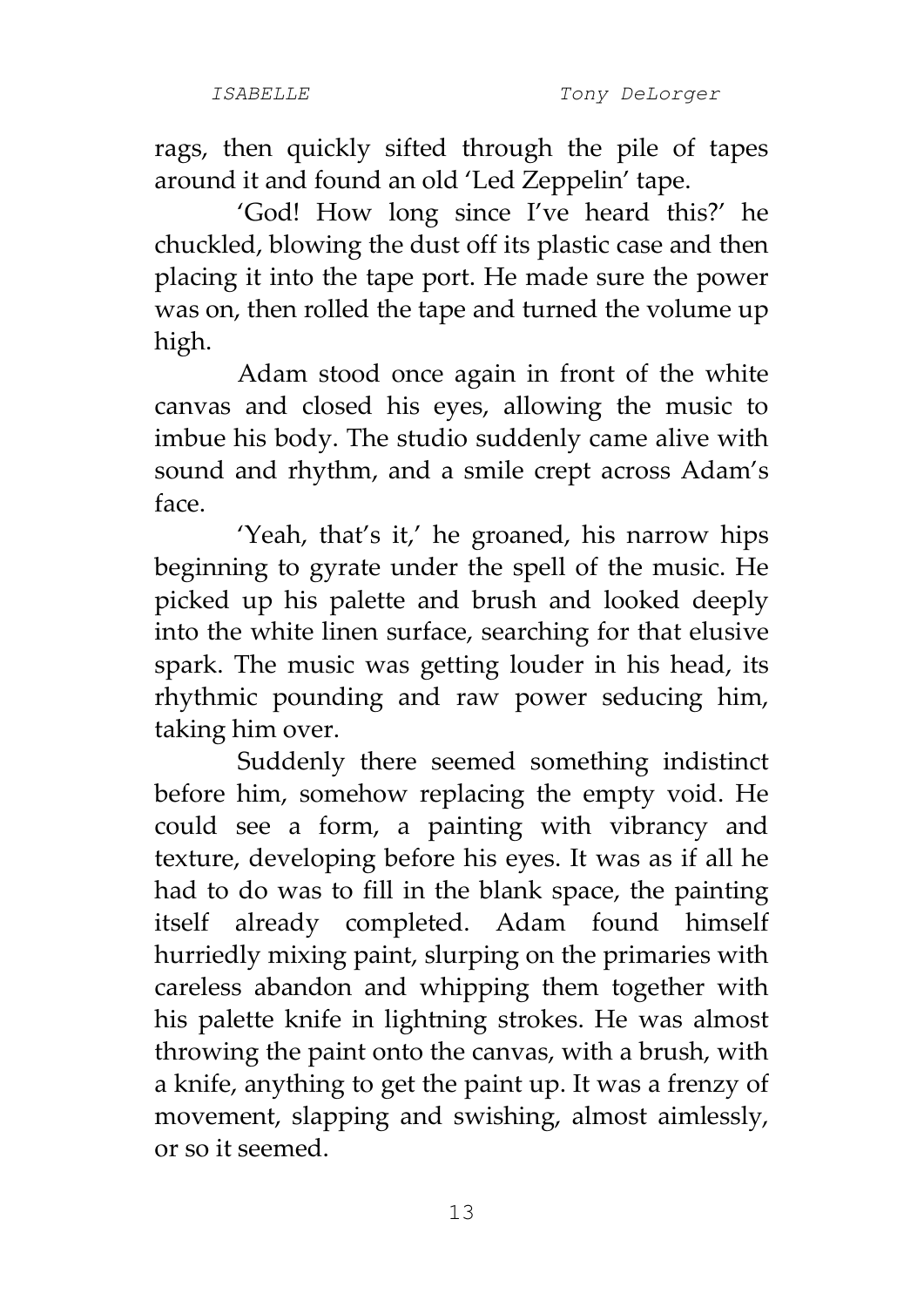rags, then quickly sifted through the pile of tapes around it and found an old 'Led Zeppelin' tape.

'God! How long since I've heard this?' he chuckled, blowing the dust off its plastic case and then placing it into the tape port. He made sure the power was on, then rolled the tape and turned the volume up high.

Adam stood once again in front of the white canvas and closed his eyes, allowing the music to imbue his body. The studio suddenly came alive with sound and rhythm, and a smile crept across Adam's face.

'Yeah, that's it,' he groaned, his narrow hips beginning to gyrate under the spell of the music. He picked up his palette and brush and looked deeply into the white linen surface, searching for that elusive spark. The music was getting louder in his head, its rhythmic pounding and raw power seducing him, taking him over.

Suddenly there seemed something indistinct before him, somehow replacing the empty void. He could see a form, a painting with vibrancy and texture, developing before his eyes. It was as if all he had to do was to fill in the blank space, the painting itself already completed. Adam found himself hurriedly mixing paint, slurping on the primaries with careless abandon and whipping them together with his palette knife in lightning strokes. He was almost throwing the paint onto the canvas, with a brush, with a knife, anything to get the paint up. It was a frenzy of movement, slapping and swishing, almost aimlessly, or so it seemed.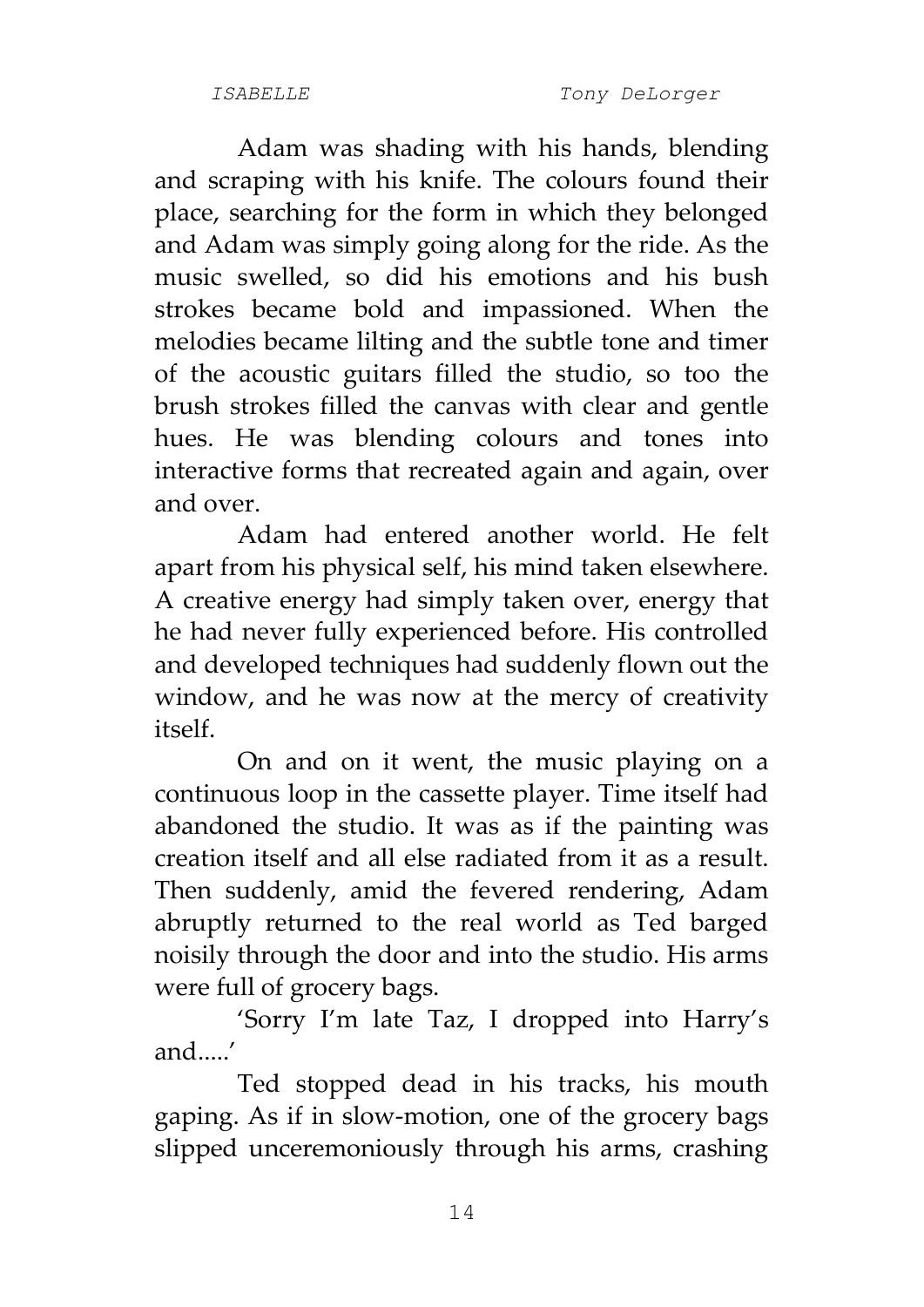Adam was shading with his hands, blending and scraping with his knife. The colours found their place, searching for the form in which they belonged and Adam was simply going along for the ride. As the music swelled, so did his emotions and his bush strokes became bold and impassioned. When the melodies became lilting and the subtle tone and timer of the acoustic guitars filled the studio, so too the brush strokes filled the canvas with clear and gentle hues. He was blending colours and tones into interactive forms that recreated again and again, over and over.

Adam had entered another world. He felt apart from his physical self, his mind taken elsewhere. A creative energy had simply taken over, energy that he had never fully experienced before. His controlled and developed techniques had suddenly flown out the window, and he was now at the mercy of creativity itself.

On and on it went, the music playing on a continuous loop in the cassette player. Time itself had abandoned the studio. It was as if the painting was creation itself and all else radiated from it as a result. Then suddenly, amid the fevered rendering, Adam abruptly returned to the real world as Ted barged noisily through the door and into the studio. His arms were full of grocery bags.

'Sorry I'm late Taz, I dropped into Harry's and.....'

Ted stopped dead in his tracks, his mouth gaping. As if in slow-motion, one of the grocery bags slipped unceremoniously through his arms, crashing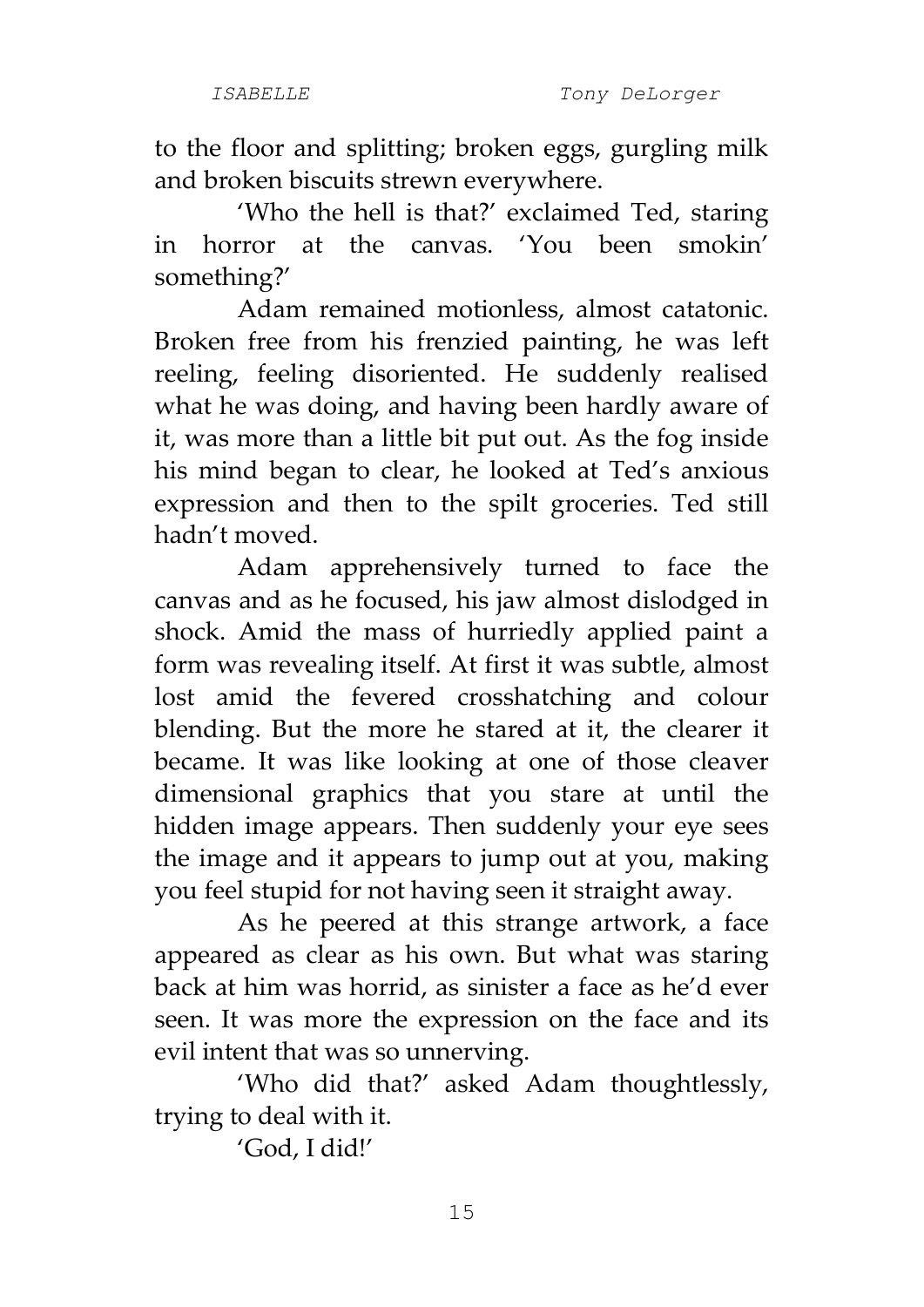to the floor and splitting; broken eggs, gurgling milk and broken biscuits strewn everywhere.

'Who the hell is that?' exclaimed Ted, staring in horror at the canvas. 'You been smokin' something?'

Adam remained motionless, almost catatonic. Broken free from his frenzied painting, he was left reeling, feeling disoriented. He suddenly realised what he was doing, and having been hardly aware of it, was more than a little bit put out. As the fog inside his mind began to clear, he looked at Ted's anxious expression and then to the spilt groceries. Ted still hadn't moved.

Adam apprehensively turned to face the canvas and as he focused, his jaw almost dislodged in shock. Amid the mass of hurriedly applied paint a form was revealing itself. At first it was subtle, almost lost amid the fevered crosshatching and colour blending. But the more he stared at it, the clearer it became. It was like looking at one of those cleaver dimensional graphics that you stare at until the hidden image appears. Then suddenly your eye sees the image and it appears to jump out at you, making you feel stupid for not having seen it straight away.

As he peered at this strange artwork, a face appeared as clear as his own. But what was staring back at him was horrid, as sinister a face as he'd ever seen. It was more the expression on the face and its evil intent that was so unnerving.

'Who did that?' asked Adam thoughtlessly, trying to deal with it.

'God, I did!'